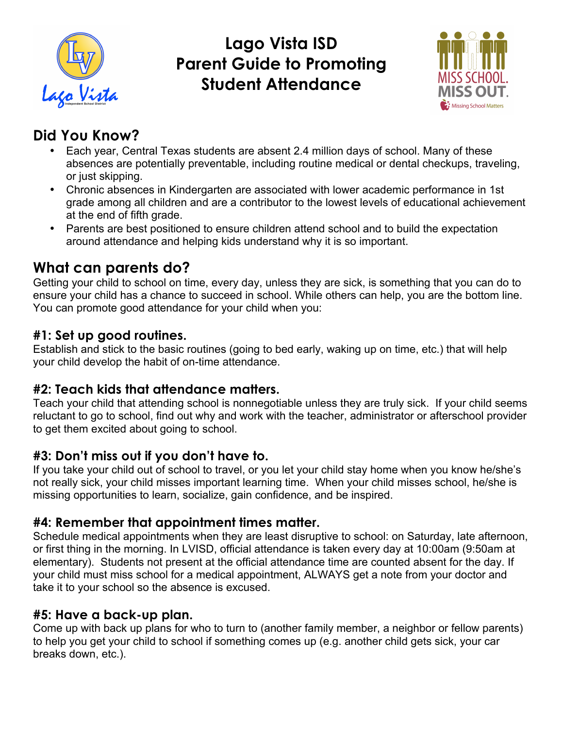# Lago Vista ISD Parent Guide to Promoting Student Attendance

## Did You Know?

- Each year, Central Texas students are absent 2.4 million days of school. Many of these absences are potentially preventable, including routine medical or dental checkups, traveling, or just skipping.
- Chronic absences in Kindergarten are associated with lower academic performance in 1st grade among all children and are a contributor to the lowest levels of educational achievement at the end of fifth grade.
- Parents are best positioned to ensure children attend school and to build the expectation around attendance and helping kids understand why it is so important.

## What can parents do?

Getting your child to school on time, every day, unless they are sick, is something that you can do to ensure your child has a chance to succeed in school. While others can help, you are the bottom line. You can promote good attendance for your child when you:

### #1: Set up good routines.

Establish and stick to the basic routines (going to bed early, waking up on time, etc.) that will help your child develop the habit of on-time attendance.

### #2: Teach kids that attendance matters.

Teach your child that attending school is nonnegotiable unless they are truly sick. If your child seems reluctant to go to school, find out why and work with the teacher, administrator or afterschool provider to get them excited about going to school.

### #3: Don't miss out if you don't have to.

If you take your child out of school to travel, or you let your child stay home when you know he/she's not really sick, your child misses important learning time. When your child misses school, he/she is missing opportunities to learn, socialize, gain confidence, and be inspired.

### #4: Remember that appointment times matter.

Schedule medical appointments when they are least disruptive to school: on Saturday, late afternoon, or first thing in the morning. In LVISD, official attendance is taken every day at 10:00am (9:50am at elementary). Students not present at the official attendance time are counted absent for the day. If your child must miss school for a medical appointment, ALWAYS get a note from your doctor and take it to your school so the absence is excused.

### #5: Have a back-up plan.

Come up with back up plans for who to turn to (another family member, a neighbor or fellow parents) to help you get your child to school if something comes up (e.g. another child gets sick, your car breaks down, etc.).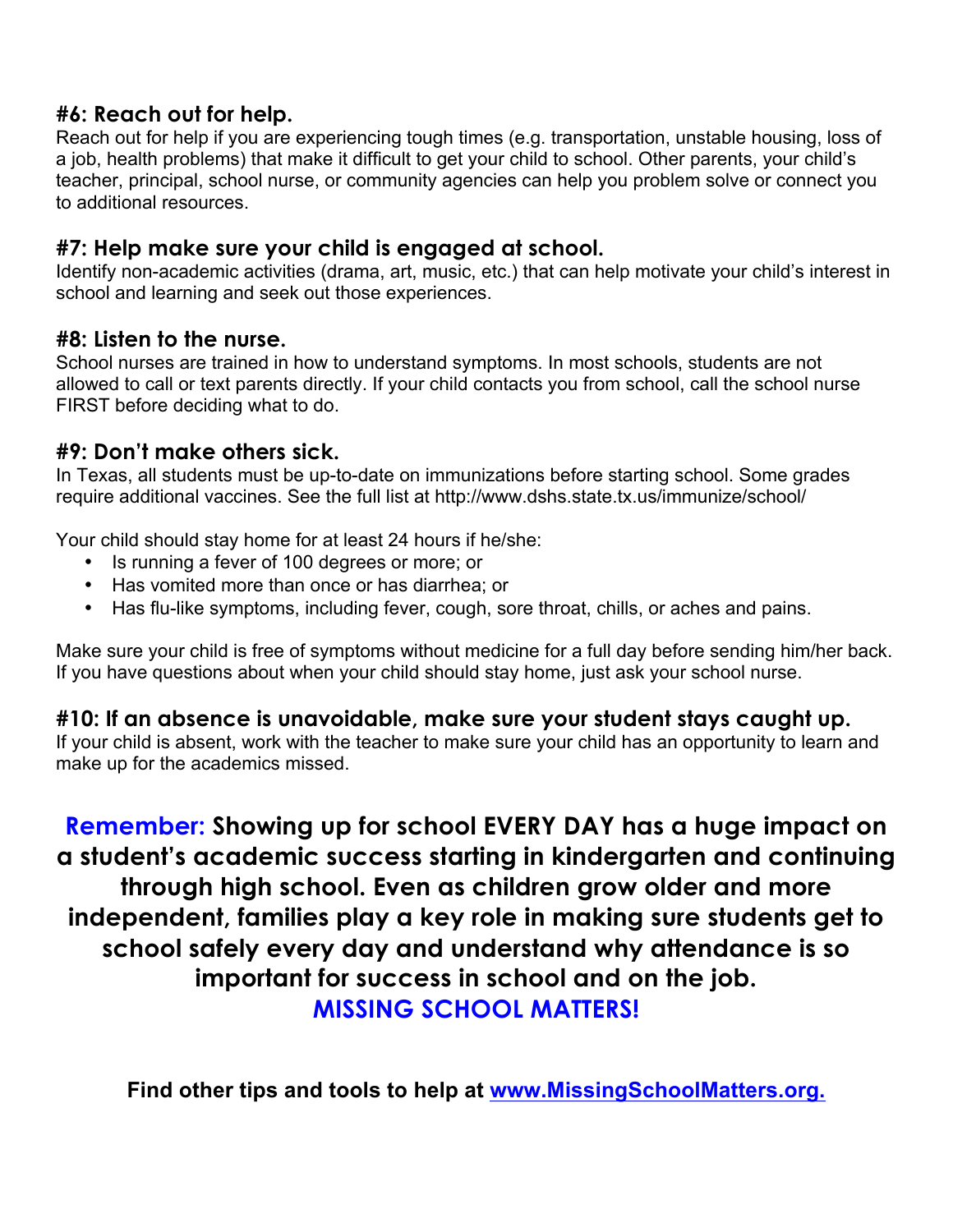### #6: Reach out for help.

Reach out for help if you are experiencing tough times (e.g. transportation, unstable housing, loss of a job, health problems) that make it difficult to get your child to school. Other parents, your child's teacher, principal, school nurse, or community agencies can help you problem solve or connect you to additional resources.

### #7: Help make sure your child is engaged at school.

Identify non-academic activities (drama, art, music, etc.) that can help motivate your child's interest in school and learning and seek out those experiences.

### #8: Listen to the nurse.

School nurses are trained in how to understand symptoms. In most schools, students are not allowed to call or text parents directly. If your child contacts you from school, call the school nurse FIRST before deciding what to do.

### #9: Don't make others sick.

In Texas, all students must be up-to-date on immunizations before starting school. Some grades require additional vaccines. See the full list at http://www.dshs.state.tx.us/immunize/school/

Your child should stay home for at least 24 hours if he/she:

- Is running a fever of 100 degrees or more; or
- Has vomited more than once or has diarrhea; or
- Has flu-like symptoms, including fever, cough, sore throat, chills, or aches and pains.

Make sure your child is free of symptoms without medicine for a full day before sending him/her back. If you have questions about when your child should stay home, just ask your school nurse.

### #10: If an absence is unavoidable, make sure your student stays caught up.

If your child is absent, work with the teacher to make sure your child has an opportunity to learn and make up for the academics missed.

**Remember: Showing up for school EVERY DAY has a huge impact on a student's academic success starting in kindergarten and continuing through high school. Even as children grow older and more independent, families play a key role in making sure students get to school safely every day and understand why attendance is so important for success in school and on the job.**

**MISSING SCHOOL MATTERS!**

**Find other tips and tools to help at [www.MissingSchoolMatters.org.](http://www.MissingSchoolMatters.org)**